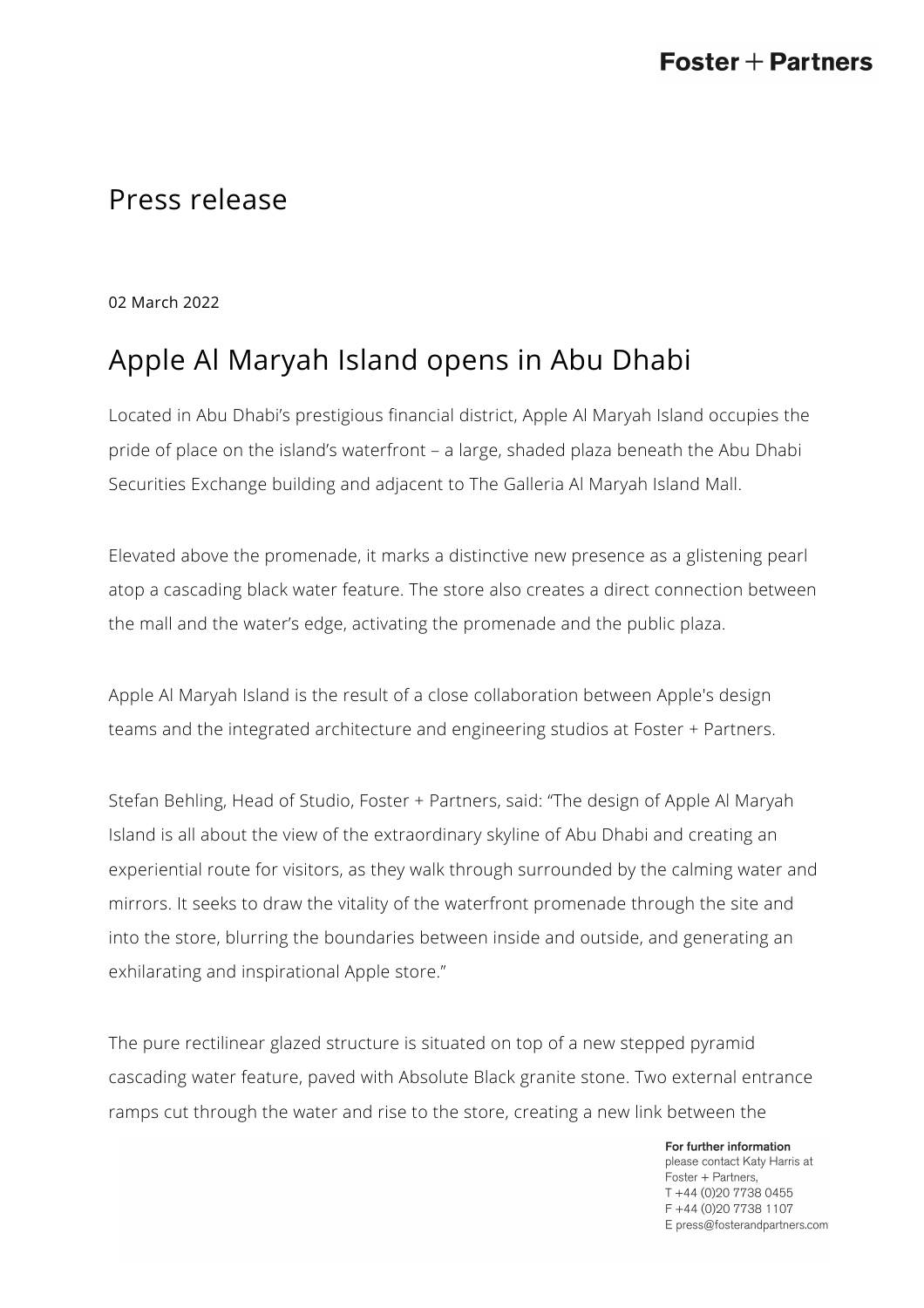# Press release

02 March 2022

## Apple Al Maryah Island opens in Abu Dhabi

Located in Abu Dhabi's prestigious financial district, Apple Al Maryah Island occupies the pride of place on the island's waterfront – a large, shaded plaza beneath the Abu Dhabi Securities Exchange building and adjacent to The Galleria Al Maryah Island Mall.

Elevated above the promenade, it marks a distinctive new presence as a glistening pearl atop a cascading black water feature. The store also creates a direct connection between the mall and the water's edge, activating the promenade and the public plaza.

Apple Al Maryah Island is the result of a close collaboration between Apple's design teams and the integrated architecture and engineering studios at Foster + Partners.

Stefan Behling, Head of Studio, Foster + Partners, said: "The design of Apple Al Maryah Island is all about the view of the extraordinary skyline of Abu Dhabi and creating an experiential route for visitors, as they walk through surrounded by the calming water and mirrors. It seeks to draw the vitality of the waterfront promenade through the site and into the store, blurring the boundaries between inside and outside, and generating an exhilarating and inspirational Apple store."

The pure rectilinear glazed structure is situated on top of a new stepped pyramid cascading water feature, paved with Absolute Black granite stone. Two external entrance ramps cut through the water and rise to the store, creating a new link between the

**For further information**
please contact Katy Harris at Foster + Partners,
T +44 (0)20 7738 0455
F +44 (0)20 7738 1107
E press@fosterandpartners.com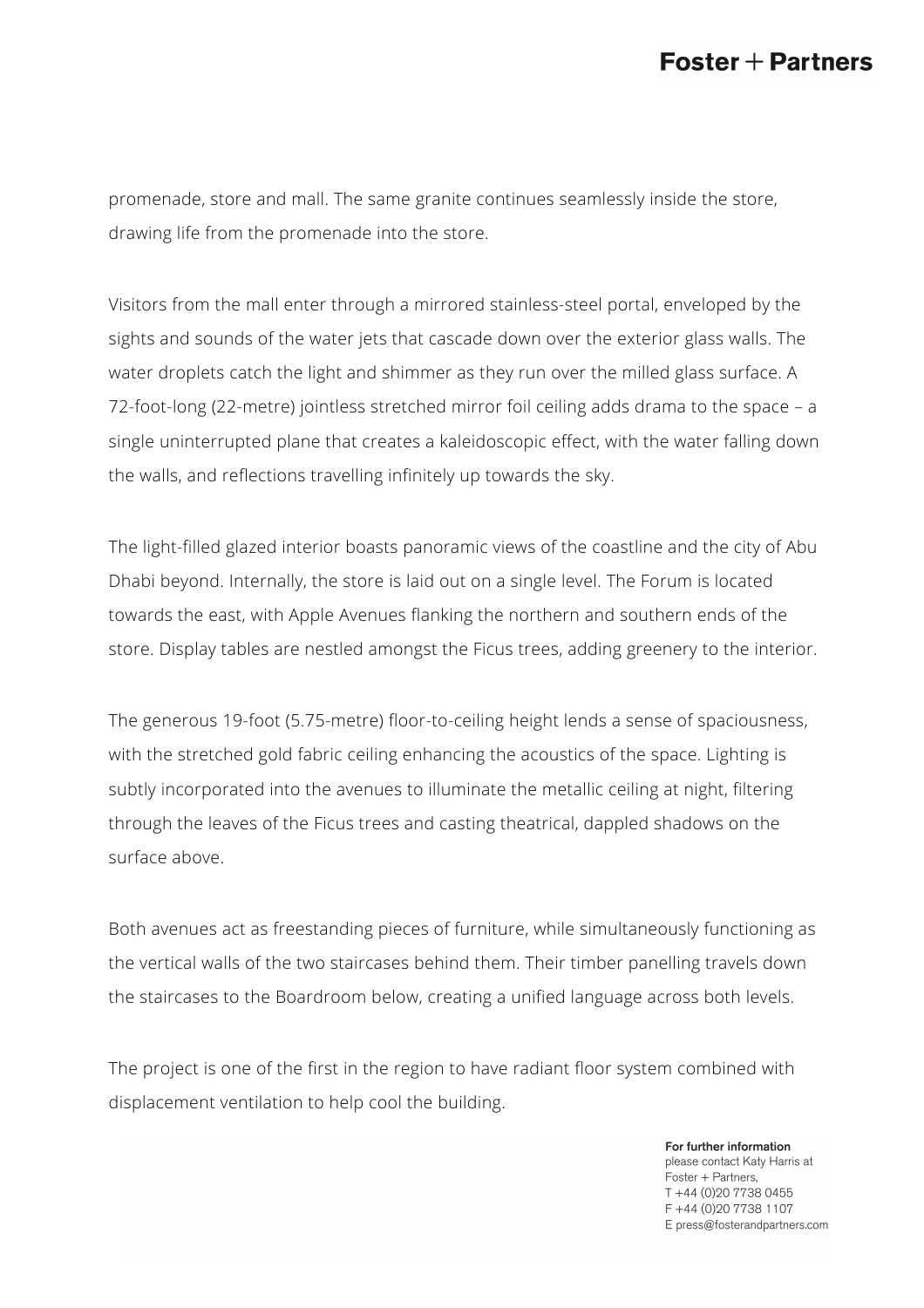promenade, store and mall. The same granite continues seamlessly inside the store, drawing life from the promenade into the store.

Visitors from the mall enter through a mirrored stainless-steel portal, enveloped by the sights and sounds of the water jets that cascade down over the exterior glass walls. The water droplets catch the light and shimmer as they run over the milled glass surface. A 72-foot-long (22-metre) jointless stretched mirror foil ceiling adds drama to the space – a single uninterrupted plane that creates a kaleidoscopic effect, with the water falling down the walls, and reflections travelling infinitely up towards the sky.

The light-filled glazed interior boasts panoramic views of the coastline and the city of Abu Dhabi beyond. Internally, the store is laid out on a single level. The Forum is located towards the east, with Apple Avenues flanking the northern and southern ends of the store. Display tables are nestled amongst the Ficus trees, adding greenery to the interior.

The generous 19-foot (5.75-metre) floor-to-ceiling height lends a sense of spaciousness, with the stretched gold fabric ceiling enhancing the acoustics of the space. Lighting is subtly incorporated into the avenues to illuminate the metallic ceiling at night, filtering through the leaves of the Ficus trees and casting theatrical, dappled shadows on the surface above.

Both avenues act as freestanding pieces of furniture, while simultaneously functioning as the vertical walls of the two staircases behind them. Their timber panelling travels down the staircases to the Boardroom below, creating a unified language across both levels.

The project is one of the first in the region to have radiant floor system combined with displacement ventilation to help cool the building.

**For further information**
please contact Katy Harris at
Foster + Partners,
T +44 (0)20 7738 0455
F +44 (0)20 7738 1107
E press@fosterandpartners.com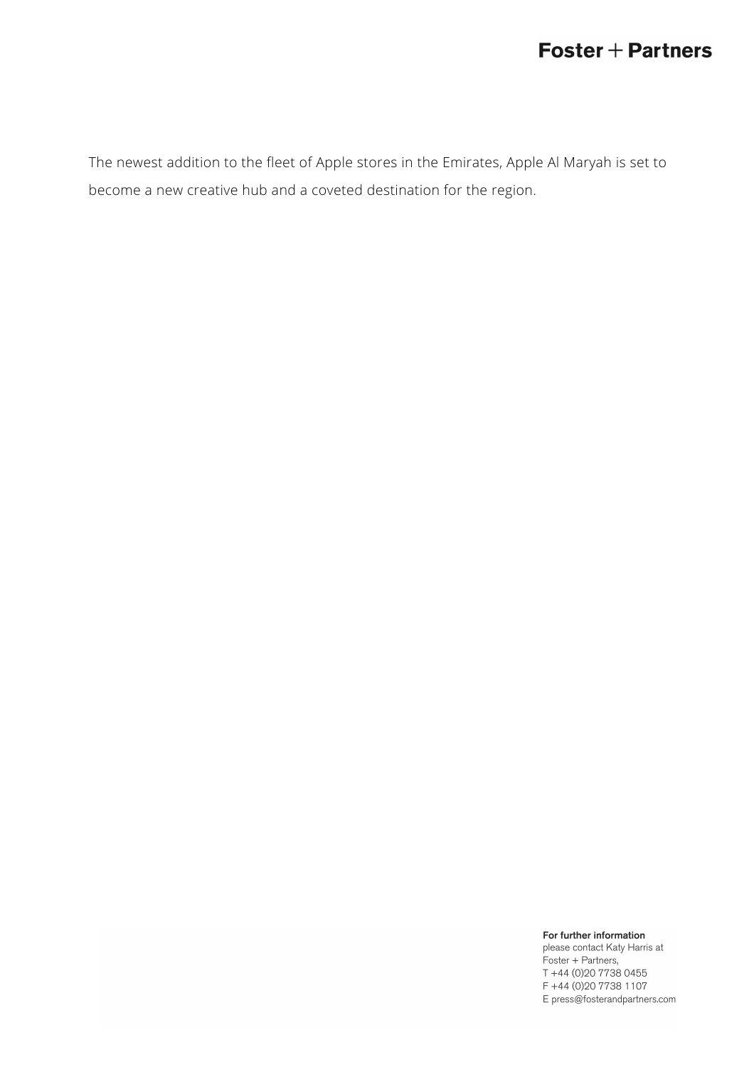The newest addition to the fleet of Apple stores in the Emirates, Apple Al Maryah is set to become a new creative hub and a coveted destination for the region.

**For further information**
please contact Katy Harris at
Foster + Partners,
T +44 (0)20 7738 0455
F +44 (0)20 7738 1107
E press@fosterandpartners.com